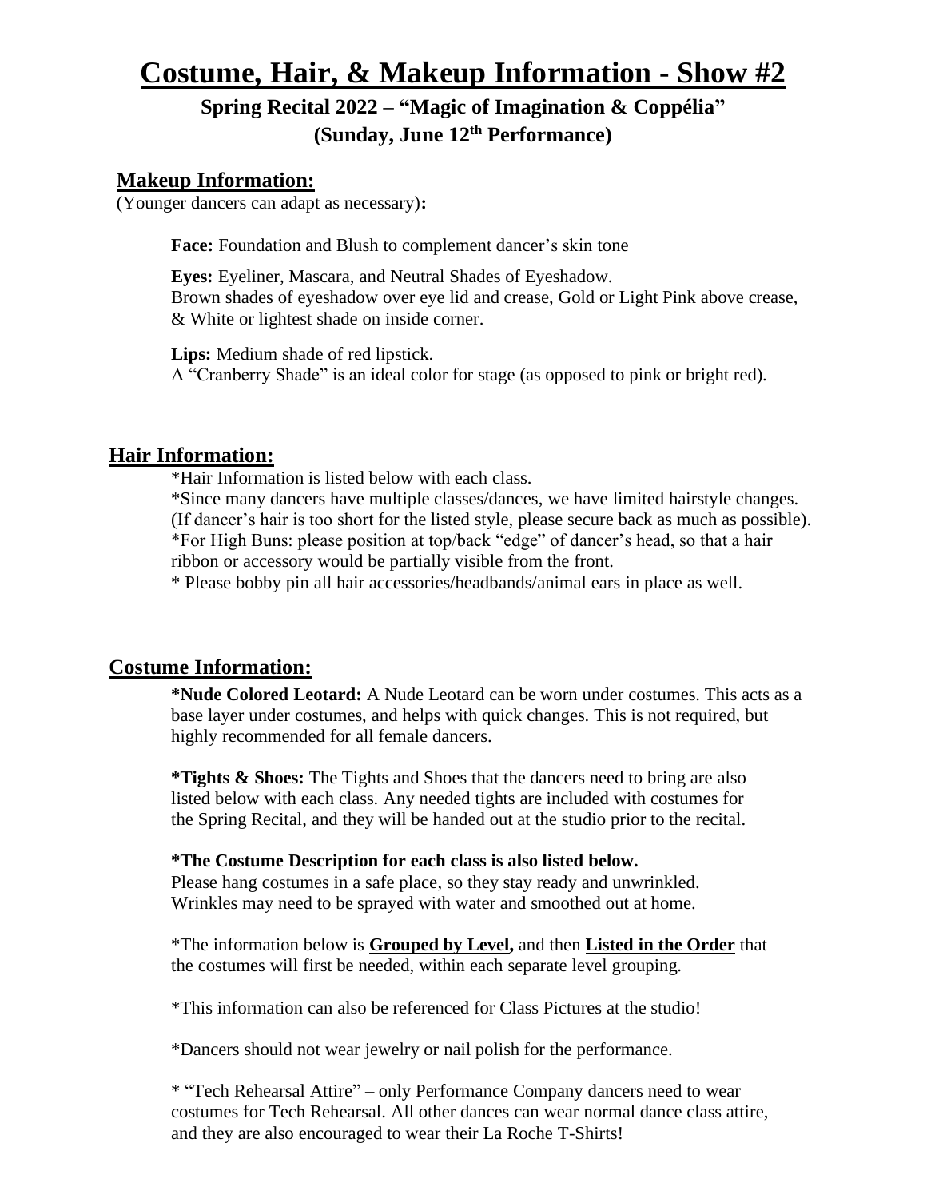# Costume, Hair, & Makeup Information - Show #2

## Spring Recital 2022 – "Magic of Imagination & Coppélia"
## (Sunday, June 12th Performance)

### Makeup Information:

(Younger dancers can adapt as necessary)**:**

**Face:** Foundation and Blush to complement dancer's skin tone

**Eyes:** Eyeliner, Mascara, and Neutral Shades of Eyeshadow.
Brown shades of eyeshadow over eye lid and crease, Gold or Light Pink above crease, & White or lightest shade on inside corner.

**Lips:** Medium shade of red lipstick.
A "Cranberry Shade" is an ideal color for stage (as opposed to pink or bright red).

### Hair Information:

*Hair Information is listed below with each class.
*Since many dancers have multiple classes/dances, we have limited hairstyle changes. (If dancer's hair is too short for the listed style, please secure back as much as possible).
*For High Buns: please position at top/back "edge" of dancer's head, so that a hair ribbon or accessory would be partially visible from the front.
* Please bobby pin all hair accessories/headbands/animal ears in place as well.

### Costume Information:

**\*Nude Colored Leotard:** A Nude Leotard can be worn under costumes. This acts as a base layer under costumes, and helps with quick changes. This is not required, but highly recommended for all female dancers.

**\*Tights & Shoes:** The Tights and Shoes that the dancers need to bring are also listed below with each class. Any needed tights are included with costumes for the Spring Recital, and they will be handed out at the studio prior to the recital.

**\*The Costume Description for each class is also listed below.**
Please hang costumes in a safe place, so they stay ready and unwrinkled.
Wrinkles may need to be sprayed with water and smoothed out at home.

*The information below is **Grouped by Level,** and then **Listed in the Order** that the costumes will first be needed, within each separate level grouping.

*This information can also be referenced for Class Pictures at the studio!

*Dancers should not wear jewelry or nail polish for the performance.

* "Tech Rehearsal Attire" – only Performance Company dancers need to wear costumes for Tech Rehearsal. All other dances can wear normal dance class attire, and they are also encouraged to wear their La Roche T-Shirts!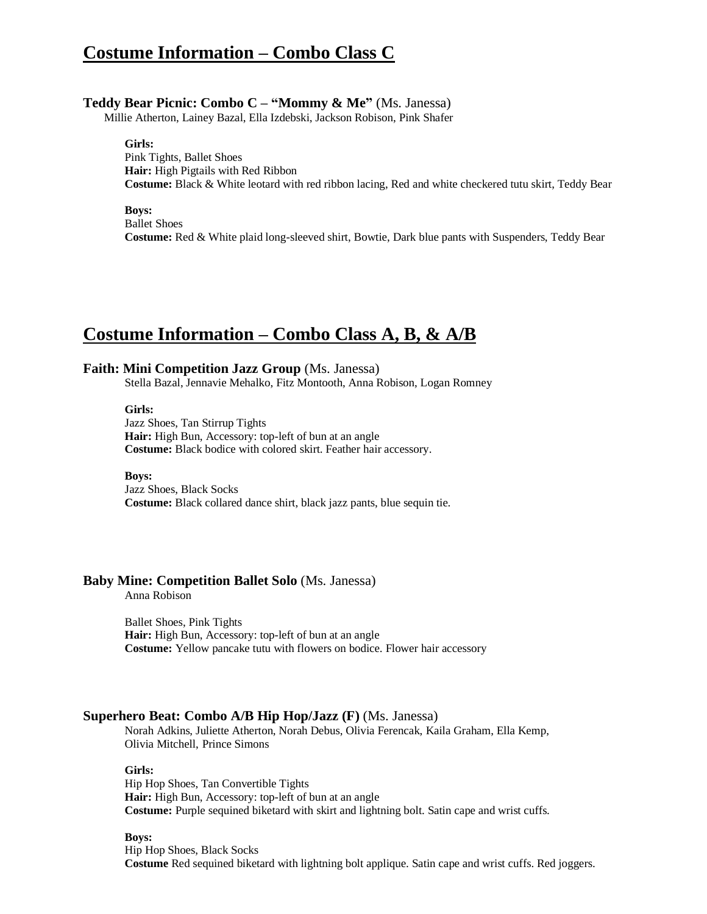# Costume Information – Combo Class C

### Teddy Bear Picnic: Combo C – "Mommy & Me" (Ms. Janessa)

Millie Atherton, Lainey Bazal, Ella Izdebski, Jackson Robison, Pink Shafer

**Girls:**
Pink Tights, Ballet Shoes
**Hair:** High Pigtails with Red Ribbon
**Costume:** Black & White leotard with red ribbon lacing, Red and white checkered tutu skirt, Teddy Bear

**Boys:**
Ballet Shoes
**Costume:** Red & White plaid long-sleeved shirt, Bowtie, Dark blue pants with Suspenders, Teddy Bear

# Costume Information – Combo Class A, B, & A/B

### Faith: Mini Competition Jazz Group (Ms. Janessa)

Stella Bazal, Jennavie Mehalko, Fitz Montooth, Anna Robison, Logan Romney

**Girls:**
Jazz Shoes, Tan Stirrup Tights
**Hair:** High Bun, Accessory: top-left of bun at an angle
**Costume:** Black bodice with colored skirt. Feather hair accessory.

**Boys:**
Jazz Shoes, Black Socks
**Costume:** Black collared dance shirt, black jazz pants, blue sequin tie.

### Baby Mine: Competition Ballet Solo (Ms. Janessa)

Anna Robison

Ballet Shoes, Pink Tights
**Hair:** High Bun, Accessory: top-left of bun at an angle
**Costume:** Yellow pancake tutu with flowers on bodice. Flower hair accessory

### Superhero Beat: Combo A/B Hip Hop/Jazz (F) (Ms. Janessa)

Norah Adkins, Juliette Atherton, Norah Debus, Olivia Ferencak, Kaila Graham, Ella Kemp, Olivia Mitchell, Prince Simons

**Girls:**
Hip Hop Shoes, Tan Convertible Tights
**Hair:** High Bun, Accessory: top-left of bun at an angle
**Costume:** Purple sequined biketard with skirt and lightning bolt. Satin cape and wrist cuffs.

**Boys:**
Hip Hop Shoes, Black Socks
**Costume** Red sequined biketard with lightning bolt applique. Satin cape and wrist cuffs. Red joggers.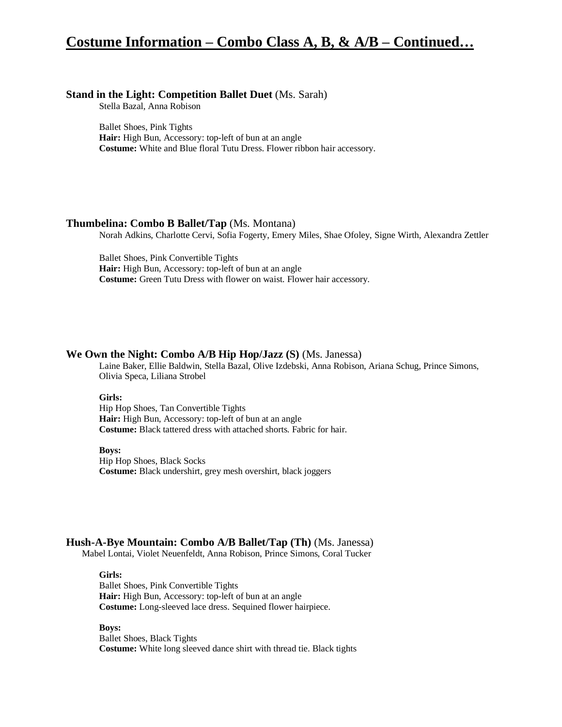# Costume Information – Combo Class A, B, & A/B – Continued…

**Stand in the Light: Competition Ballet Duet** (Ms. Sarah)
Stella Bazal, Anna Robison

Ballet Shoes, Pink Tights
**Hair:** High Bun, Accessory: top-left of bun at an angle
**Costume:** White and Blue floral Tutu Dress. Flower ribbon hair accessory.

**Thumbelina: Combo B Ballet/Tap** (Ms. Montana)
Norah Adkins, Charlotte Cervi, Sofia Fogerty, Emery Miles, Shae Ofoley, Signe Wirth, Alexandra Zettler

Ballet Shoes, Pink Convertible Tights
**Hair:** High Bun, Accessory: top-left of bun at an angle
**Costume:** Green Tutu Dress with flower on waist. Flower hair accessory.

**We Own the Night: Combo A/B Hip Hop/Jazz (S)** (Ms. Janessa)
Laine Baker, Ellie Baldwin, Stella Bazal, Olive Izdebski, Anna Robison, Ariana Schug, Prince Simons, Olivia Speca, Liliana Strobel

**Girls:**
Hip Hop Shoes, Tan Convertible Tights
**Hair:** High Bun, Accessory: top-left of bun at an angle
**Costume:** Black tattered dress with attached shorts. Fabric for hair.

**Boys:**
Hip Hop Shoes, Black Socks
**Costume:** Black undershirt, grey mesh overshirt, black joggers

**Hush-A-Bye Mountain: Combo A/B Ballet/Tap (Th)** (Ms. Janessa)
Mabel Lontai, Violet Neuenfeldt, Anna Robison, Prince Simons, Coral Tucker

**Girls:**
Ballet Shoes, Pink Convertible Tights
**Hair:** High Bun, Accessory: top-left of bun at an angle
**Costume:** Long-sleeved lace dress. Sequined flower hairpiece.

**Boys:**
Ballet Shoes, Black Tights
**Costume:** White long sleeved dance shirt with thread tie. Black tights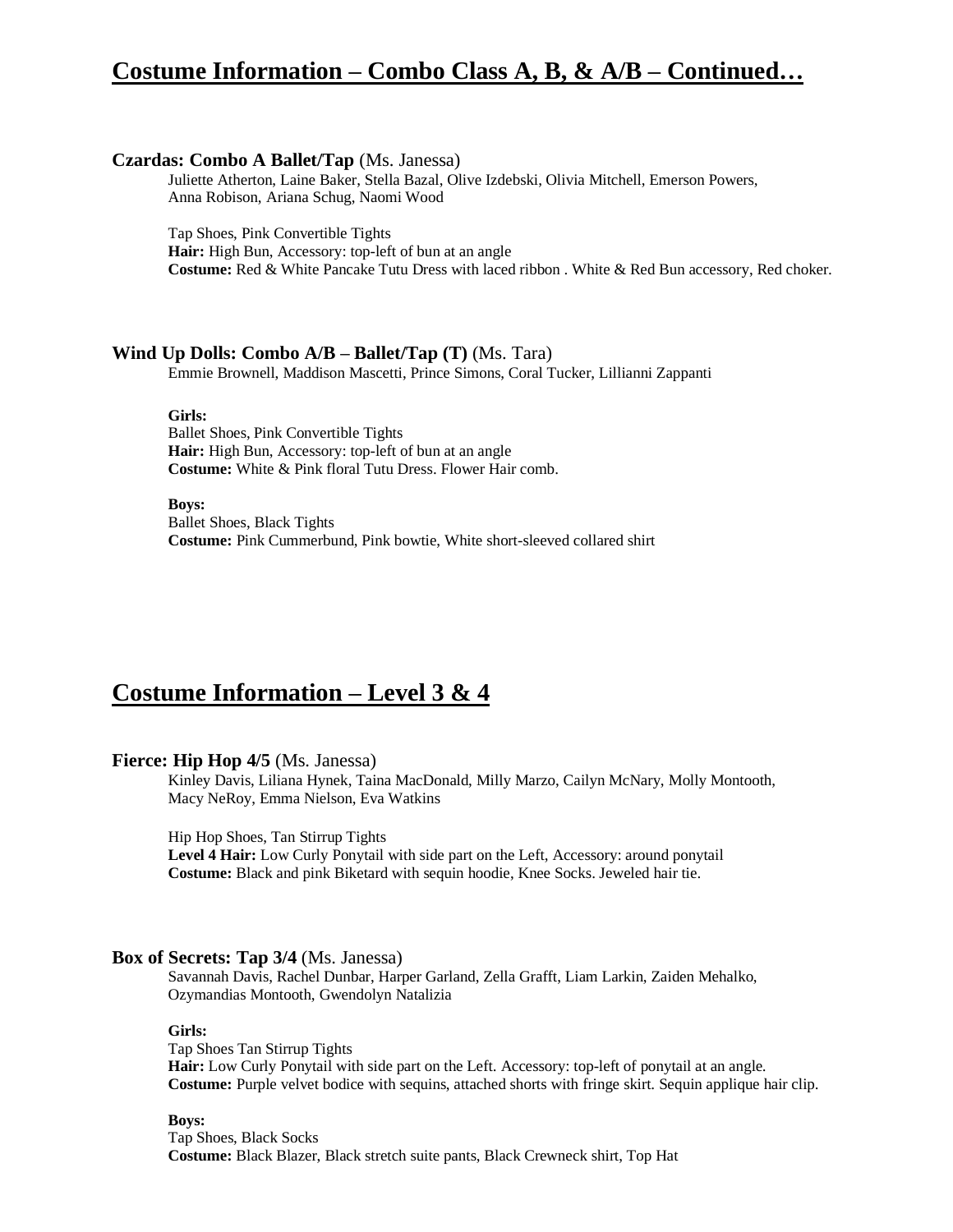## Costume Information – Combo Class A, B, & A/B – Continued…

**Czardas: Combo A Ballet/Tap** (Ms. Janessa)
Juliette Atherton, Laine Baker, Stella Bazal, Olive Izdebski, Olivia Mitchell, Emerson Powers, Anna Robison, Ariana Schug, Naomi Wood

Tap Shoes, Pink Convertible Tights
**Hair:** High Bun, Accessory: top-left of bun at an angle
**Costume:** Red & White Pancake Tutu Dress with laced ribbon . White & Red Bun accessory, Red choker.

**Wind Up Dolls: Combo A/B – Ballet/Tap (T)** (Ms. Tara)
Emmie Brownell, Maddison Mascetti, Prince Simons, Coral Tucker, Lillianni Zappanti

**Girls:**
Ballet Shoes, Pink Convertible Tights
**Hair:** High Bun, Accessory: top-left of bun at an angle
**Costume:** White & Pink floral Tutu Dress. Flower Hair comb.

**Boys:**
Ballet Shoes, Black Tights
**Costume:** Pink Cummerbund, Pink bowtie, White short-sleeved collared shirt

## Costume Information – Level 3 & 4

**Fierce: Hip Hop 4/5** (Ms. Janessa)
Kinley Davis, Liliana Hynek, Taina MacDonald, Milly Marzo, Cailyn McNary, Molly Montooth, Macy NeRoy, Emma Nielson, Eva Watkins

Hip Hop Shoes, Tan Stirrup Tights
**Level 4 Hair:** Low Curly Ponytail with side part on the Left, Accessory: around ponytail
**Costume:** Black and pink Biketard with sequin hoodie, Knee Socks. Jeweled hair tie.

**Box of Secrets: Tap 3/4** (Ms. Janessa)
Savannah Davis, Rachel Dunbar, Harper Garland, Zella Grafft, Liam Larkin, Zaiden Mehalko, Ozymandias Montooth, Gwendolyn Natalizia

**Girls:**
Tap Shoes Tan Stirrup Tights
**Hair:** Low Curly Ponytail with side part on the Left. Accessory: top-left of ponytail at an angle.
**Costume:** Purple velvet bodice with sequins, attached shorts with fringe skirt. Sequin applique hair clip.

**Boys:**
Tap Shoes, Black Socks
**Costume:** Black Blazer, Black stretch suite pants, Black Crewneck shirt, Top Hat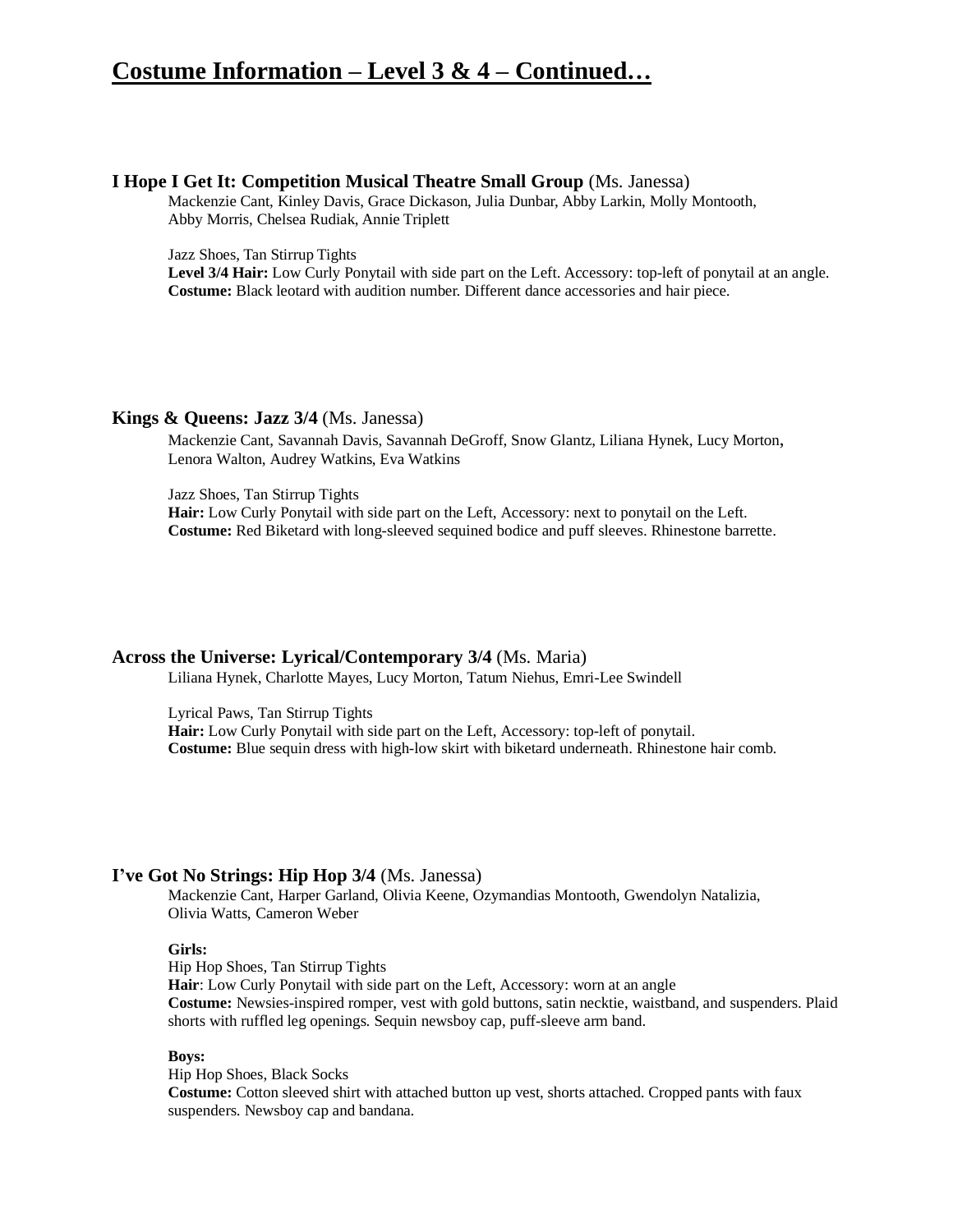# Costume Information – Level 3 & 4 – Continued…

### I Hope I Get It: Competition Musical Theatre Small Group (Ms. Janessa)

Mackenzie Cant, Kinley Davis, Grace Dickason, Julia Dunbar, Abby Larkin, Molly Montooth, Abby Morris, Chelsea Rudiak, Annie Triplett

Jazz Shoes, Tan Stirrup Tights
**Level 3/4 Hair:** Low Curly Ponytail with side part on the Left. Accessory: top-left of ponytail at an angle.
**Costume:** Black leotard with audition number. Different dance accessories and hair piece.

### Kings & Queens: Jazz 3/4 (Ms. Janessa)

Mackenzie Cant, Savannah Davis, Savannah DeGroff, Snow Glantz, Liliana Hynek, Lucy Morton, Lenora Walton, Audrey Watkins, Eva Watkins

Jazz Shoes, Tan Stirrup Tights
**Hair:** Low Curly Ponytail with side part on the Left, Accessory: next to ponytail on the Left.
**Costume:** Red Biketard with long-sleeved sequined bodice and puff sleeves. Rhinestone barrette.

### Across the Universe: Lyrical/Contemporary 3/4 (Ms. Maria)

Liliana Hynek, Charlotte Mayes, Lucy Morton, Tatum Niehus, Emri-Lee Swindell

Lyrical Paws, Tan Stirrup Tights
**Hair:** Low Curly Ponytail with side part on the Left, Accessory: top-left of ponytail.
**Costume:** Blue sequin dress with high-low skirt with biketard underneath. Rhinestone hair comb.

### I've Got No Strings: Hip Hop 3/4 (Ms. Janessa)

Mackenzie Cant, Harper Garland, Olivia Keene, Ozymandias Montooth, Gwendolyn Natalizia, Olivia Watts, Cameron Weber

**Girls:**
Hip Hop Shoes, Tan Stirrup Tights
**Hair**: Low Curly Ponytail with side part on the Left, Accessory: worn at an angle
**Costume:** Newsies-inspired romper, vest with gold buttons, satin necktie, waistband, and suspenders. Plaid shorts with ruffled leg openings. Sequin newsboy cap, puff-sleeve arm band.

**Boys:**
Hip Hop Shoes, Black Socks
**Costume:** Cotton sleeved shirt with attached button up vest, shorts attached. Cropped pants with faux suspenders. Newsboy cap and bandana.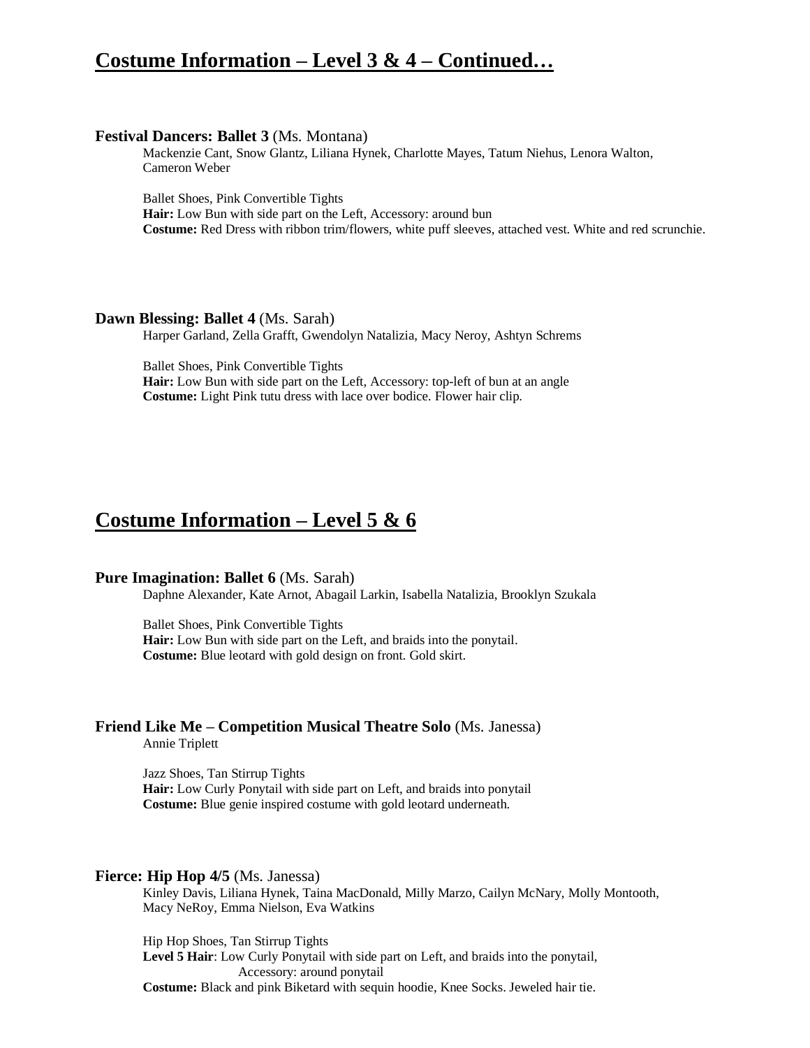## Costume Information – Level 3 & 4 – Continued…

**Festival Dancers: Ballet 3** (Ms. Montana)

Mackenzie Cant, Snow Glantz, Liliana Hynek, Charlotte Mayes, Tatum Niehus, Lenora Walton, Cameron Weber

Ballet Shoes, Pink Convertible Tights
**Hair:** Low Bun with side part on the Left, Accessory: around bun
**Costume:** Red Dress with ribbon trim/flowers, white puff sleeves, attached vest. White and red scrunchie.

**Dawn Blessing: Ballet 4** (Ms. Sarah)

Harper Garland, Zella Grafft, Gwendolyn Natalizia, Macy Neroy, Ashtyn Schrems

Ballet Shoes, Pink Convertible Tights
**Hair:** Low Bun with side part on the Left, Accessory: top-left of bun at an angle
**Costume:** Light Pink tutu dress with lace over bodice. Flower hair clip.

## Costume Information – Level 5 & 6

**Pure Imagination: Ballet 6** (Ms. Sarah)

Daphne Alexander, Kate Arnot, Abagail Larkin, Isabella Natalizia, Brooklyn Szukala

Ballet Shoes, Pink Convertible Tights
**Hair:** Low Bun with side part on the Left, and braids into the ponytail.
**Costume:** Blue leotard with gold design on front. Gold skirt.

**Friend Like Me – Competition Musical Theatre Solo** (Ms. Janessa)

Annie Triplett

Jazz Shoes, Tan Stirrup Tights
**Hair:** Low Curly Ponytail with side part on Left, and braids into ponytail
**Costume:** Blue genie inspired costume with gold leotard underneath.

**Fierce: Hip Hop 4/5** (Ms. Janessa)

Kinley Davis, Liliana Hynek, Taina MacDonald, Milly Marzo, Cailyn McNary, Molly Montooth, Macy NeRoy, Emma Nielson, Eva Watkins

Hip Hop Shoes, Tan Stirrup Tights
**Level 5 Hair**: Low Curly Ponytail with side part on Left, and braids into the ponytail, Accessory: around ponytail
**Costume:** Black and pink Biketard with sequin hoodie, Knee Socks. Jeweled hair tie.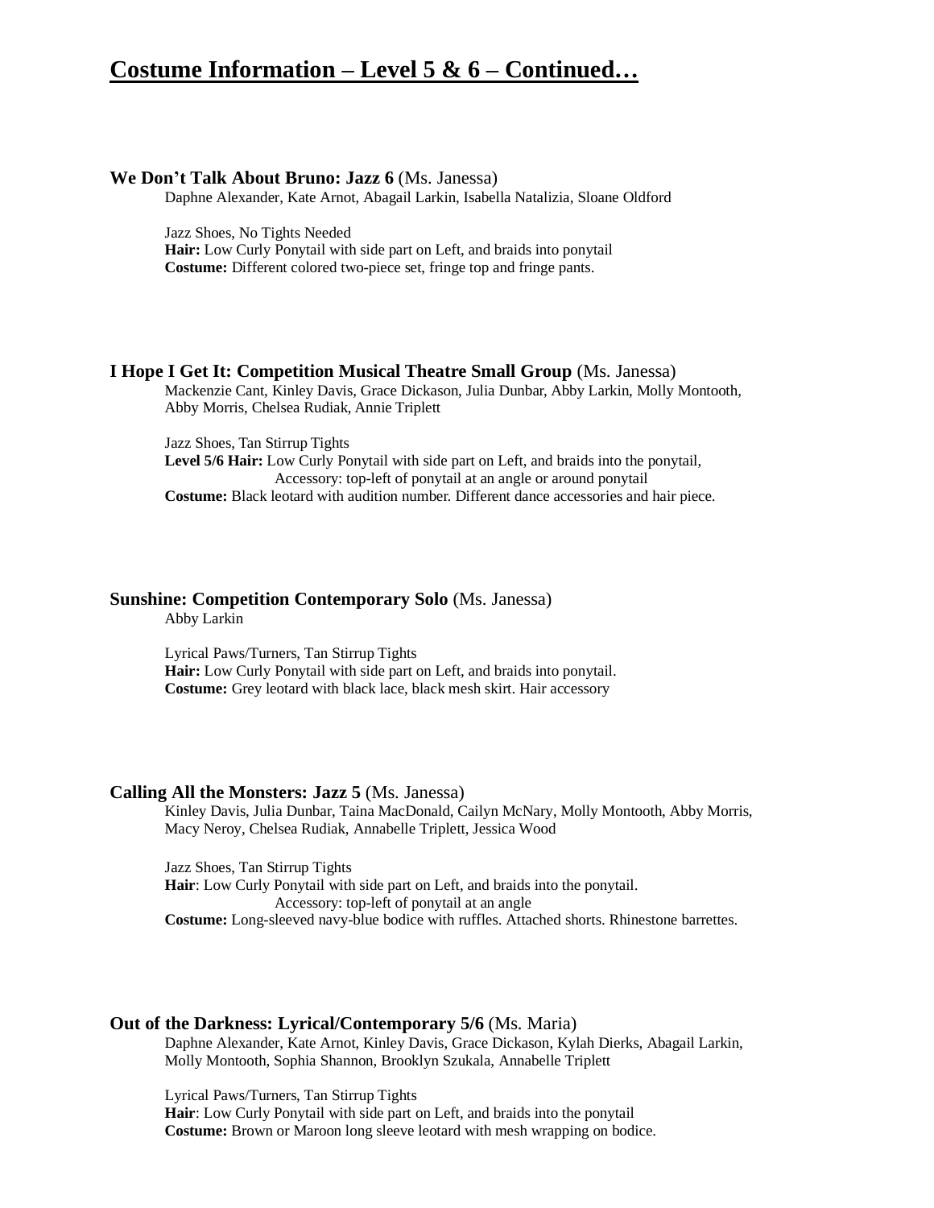# Costume Information – Level 5 & 6 – Continued…

**We Don't Talk About Bruno: Jazz 6** (Ms. Janessa)

Daphne Alexander, Kate Arnot, Abagail Larkin, Isabella Natalizia, Sloane Oldford

Jazz Shoes, No Tights Needed
**Hair:** Low Curly Ponytail with side part on Left, and braids into ponytail
**Costume:** Different colored two-piece set, fringe top and fringe pants.

**I Hope I Get It: Competition Musical Theatre Small Group** (Ms. Janessa)

Mackenzie Cant, Kinley Davis, Grace Dickason, Julia Dunbar, Abby Larkin, Molly Montooth, Abby Morris, Chelsea Rudiak, Annie Triplett

Jazz Shoes, Tan Stirrup Tights
**Level 5/6 Hair:** Low Curly Ponytail with side part on Left, and braids into the ponytail,
Accessory: top-left of ponytail at an angle or around ponytail
**Costume:** Black leotard with audition number. Different dance accessories and hair piece.

**Sunshine: Competition Contemporary Solo** (Ms. Janessa)

Abby Larkin

Lyrical Paws/Turners, Tan Stirrup Tights
**Hair:** Low Curly Ponytail with side part on Left, and braids into ponytail.
**Costume:** Grey leotard with black lace, black mesh skirt. Hair accessory

**Calling All the Monsters: Jazz 5** (Ms. Janessa)

Kinley Davis, Julia Dunbar, Taina MacDonald, Cailyn McNary, Molly Montooth, Abby Morris, Macy Neroy, Chelsea Rudiak, Annabelle Triplett, Jessica Wood

Jazz Shoes, Tan Stirrup Tights
**Hair**: Low Curly Ponytail with side part on Left, and braids into the ponytail.
Accessory: top-left of ponytail at an angle
**Costume:** Long-sleeved navy-blue bodice with ruffles. Attached shorts. Rhinestone barrettes.

**Out of the Darkness: Lyrical/Contemporary 5/6** (Ms. Maria)

Daphne Alexander, Kate Arnot, Kinley Davis, Grace Dickason, Kylah Dierks, Abagail Larkin, Molly Montooth, Sophia Shannon, Brooklyn Szukala, Annabelle Triplett

Lyrical Paws/Turners, Tan Stirrup Tights
**Hair**: Low Curly Ponytail with side part on Left, and braids into the ponytail
**Costume:** Brown or Maroon long sleeve leotard with mesh wrapping on bodice.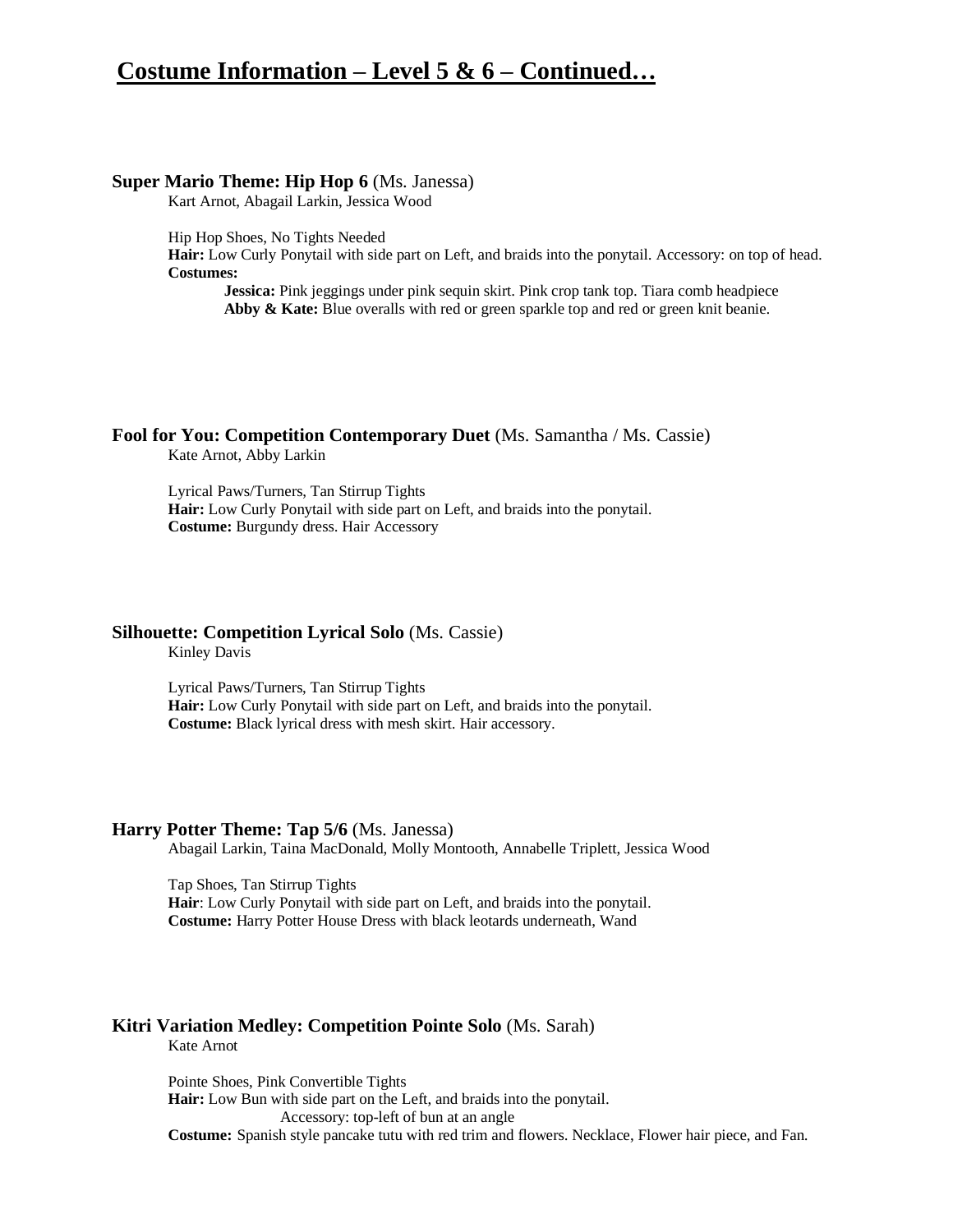# Costume Information – Level 5 & 6 – Continued…

**Super Mario Theme: Hip Hop 6** (Ms. Janessa)

Kart Arnot, Abagail Larkin, Jessica Wood

Hip Hop Shoes, No Tights Needed

**Hair:** Low Curly Ponytail with side part on Left, and braids into the ponytail. Accessory: on top of head.

**Costumes:**

- **Jessica:** Pink jeggings under pink sequin skirt. Pink crop tank top. Tiara comb headpiece
- **Abby & Kate:** Blue overalls with red or green sparkle top and red or green knit beanie.

**Fool for You: Competition Contemporary Duet** (Ms. Samantha / Ms. Cassie)

Kate Arnot, Abby Larkin

Lyrical Paws/Turners, Tan Stirrup Tights

**Hair:** Low Curly Ponytail with side part on Left, and braids into the ponytail.

**Costume:** Burgundy dress. Hair Accessory

**Silhouette: Competition Lyrical Solo** (Ms. Cassie)

Kinley Davis

Lyrical Paws/Turners, Tan Stirrup Tights

**Hair:** Low Curly Ponytail with side part on Left, and braids into the ponytail.

**Costume:** Black lyrical dress with mesh skirt. Hair accessory.

**Harry Potter Theme: Tap 5/6** (Ms. Janessa)

Abagail Larkin, Taina MacDonald, Molly Montooth, Annabelle Triplett, Jessica Wood

Tap Shoes, Tan Stirrup Tights

**Hair**: Low Curly Ponytail with side part on Left, and braids into the ponytail.

**Costume:** Harry Potter House Dress with black leotards underneath, Wand

**Kitri Variation Medley: Competition Pointe Solo** (Ms. Sarah)

Kate Arnot

Pointe Shoes, Pink Convertible Tights

**Hair:** Low Bun with side part on the Left, and braids into the ponytail.
Accessory: top-left of bun at an angle

**Costume:** Spanish style pancake tutu with red trim and flowers. Necklace, Flower hair piece, and Fan.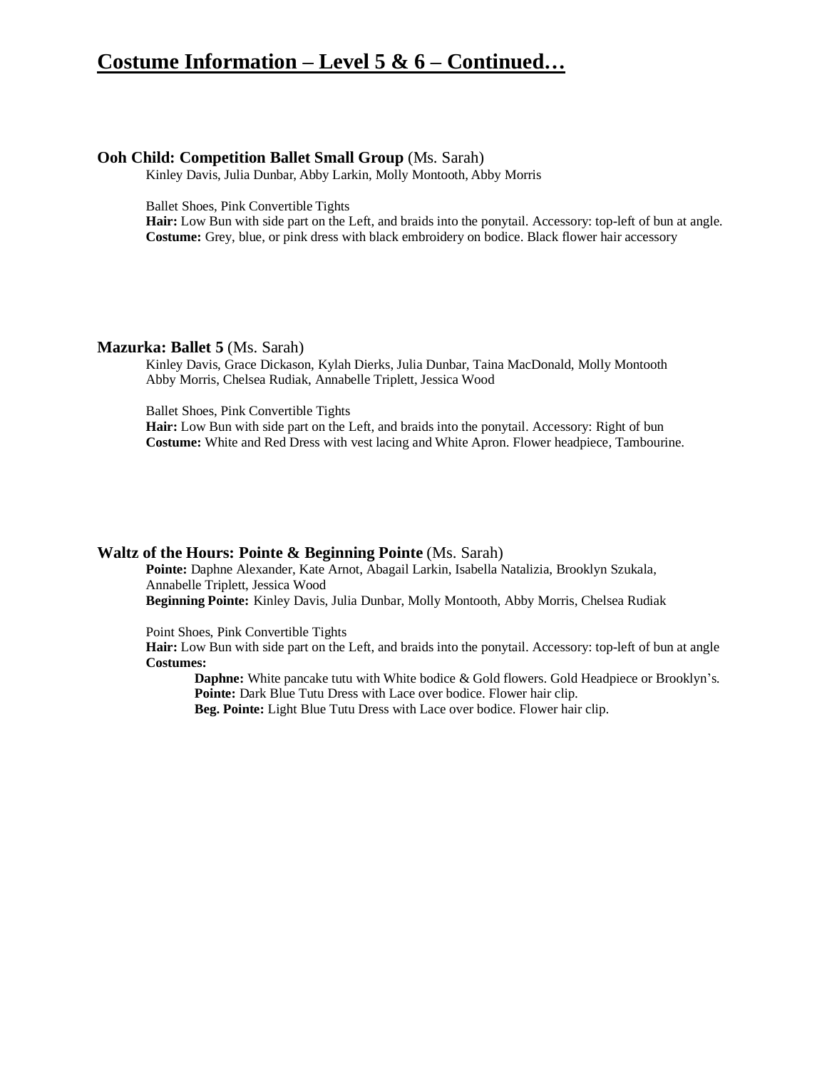# Costume Information – Level 5 & 6 – Continued…

### **Ooh Child: Competition Ballet Small Group** (Ms. Sarah)

Kinley Davis, Julia Dunbar, Abby Larkin, Molly Montooth, Abby Morris

Ballet Shoes, Pink Convertible Tights
**Hair:** Low Bun with side part on the Left, and braids into the ponytail. Accessory: top-left of bun at angle.
**Costume:** Grey, blue, or pink dress with black embroidery on bodice. Black flower hair accessory

### **Mazurka: Ballet 5** (Ms. Sarah)

Kinley Davis, Grace Dickason, Kylah Dierks, Julia Dunbar, Taina MacDonald, Molly Montooth
Abby Morris, Chelsea Rudiak, Annabelle Triplett, Jessica Wood

Ballet Shoes, Pink Convertible Tights
**Hair:** Low Bun with side part on the Left, and braids into the ponytail. Accessory: Right of bun
**Costume:** White and Red Dress with vest lacing and White Apron. Flower headpiece, Tambourine.

### **Waltz of the Hours: Pointe & Beginning Pointe** (Ms. Sarah)

**Pointe:** Daphne Alexander, Kate Arnot, Abagail Larkin, Isabella Natalizia, Brooklyn Szukala, Annabelle Triplett, Jessica Wood
**Beginning Pointe:** Kinley Davis, Julia Dunbar, Molly Montooth, Abby Morris, Chelsea Rudiak

Point Shoes, Pink Convertible Tights
**Hair:** Low Bun with side part on the Left, and braids into the ponytail. Accessory: top-left of bun at angle
**Costumes:**

- **Daphne:** White pancake tutu with White bodice & Gold flowers. Gold Headpiece or Brooklyn's.
- **Pointe:** Dark Blue Tutu Dress with Lace over bodice. Flower hair clip.
- **Beg. Pointe:** Light Blue Tutu Dress with Lace over bodice. Flower hair clip.